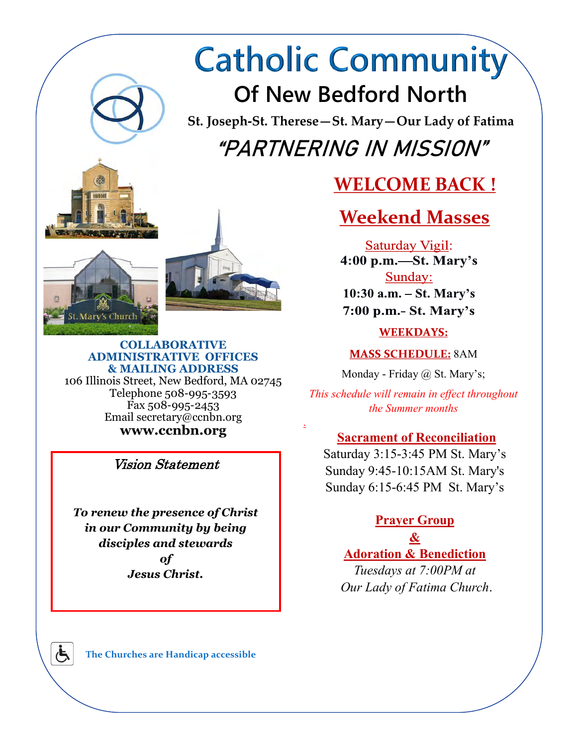# Catholic Community

## Of New Bedford North

**St. Joseph-St. Therese—St. Mary—Our Lady of Fatima**

## "PARTNERING IN MISSION"

**COLLABORATIVE ADMINISTRATIVE OFFICES & MAILING ADDRESS**

106 Illinois Street, New Bedford, MA 02745
Telephone 508-995-3593
Fax 508-995-2453
Email secretary@ccnbn.org
**www.ccnbn.org**

*Vision Statement*

***To renew the presence of Christ in our Community by being disciples and stewards of Jesus Christ.***

## WELCOME BACK !

## Weekend Masses

Saturday Vigil:
**4:00 p.m.—St. Mary's**

Sunday:
**10:30 a.m. – St. Mary's**
**7:00 p.m.- St. Mary's**

**WEEKDAYS:**

**MASS SCHEDULE:** 8AM

Monday - Friday @ St. Mary's;

*This schedule will remain in effect throughout the Summer months*

**Sacrament of Reconciliation**

Saturday 3:15-3:45 PM St. Mary's
Sunday 9:45-10:15AM St. Mary's
Sunday 6:15-6:45 PM St. Mary's

**Prayer Group & Adoration & Benediction**

*Tuesdays at 7:00PM at Our Lady of Fatima Church.*

The Churches are Handicap accessible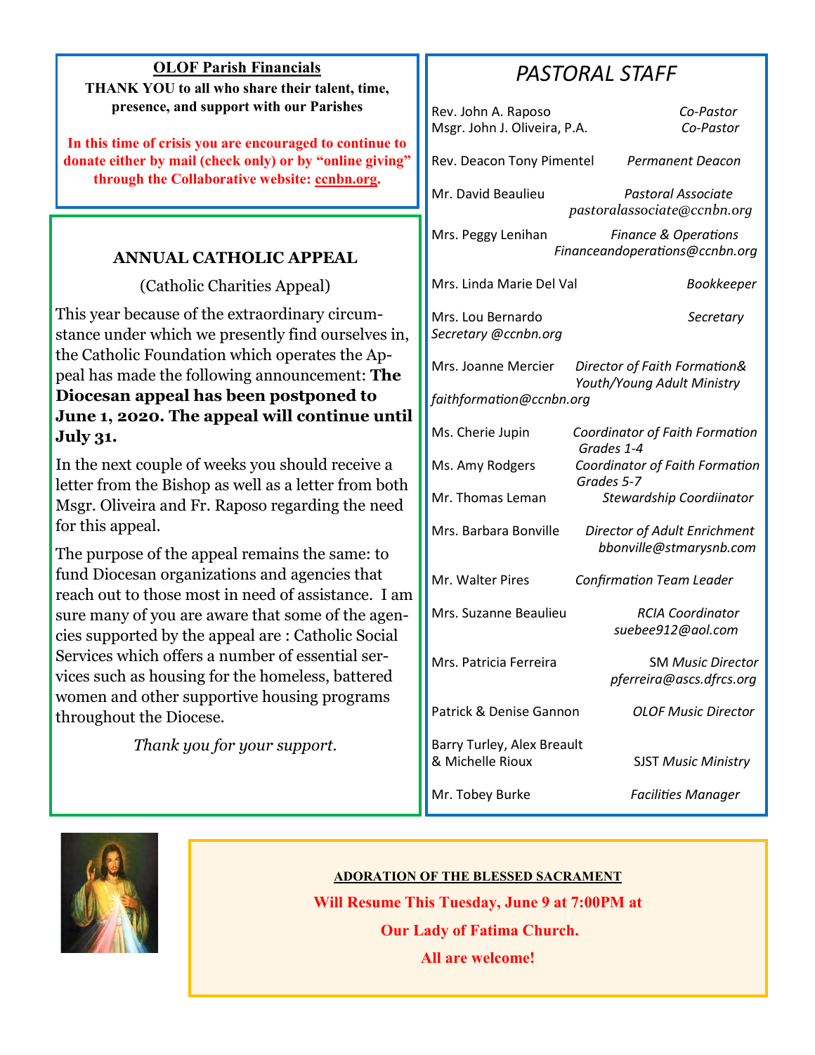## OLOF Parish Financials

**THANK YOU to all who share their talent, time, presence, and support with our Parishes**

**In this time of crisis you are encouraged to continue to donate either by mail (check only) or by "online giving" through the Collaborative website: ccnbn.org.**

### ANNUAL CATHOLIC APPEAL

(Catholic Charities Appeal)

This year because of the extraordinary circumstance under which we presently find ourselves in, the Catholic Foundation which operates the Appeal has made the following announcement: **The Diocesan appeal has been postponed to June 1, 2020. The appeal will continue until July 31.**

In the next couple of weeks you should receive a letter from the Bishop as well as a letter from both Msgr. Oliveira and Fr. Raposo regarding the need for this appeal.

The purpose of the appeal remains the same: to fund Diocesan organizations and agencies that reach out to those most in need of assistance. I am sure many of you are aware that some of the agencies supported by the appeal are : Catholic Social Services which offers a number of essential services such as housing for the homeless, battered women and other supportive housing programs throughout the Diocese.

*Thank you for your support.*

## *PASTORAL STAFF*

Rev. John A. Raposo — *Co-Pastor*
Msgr. John J. Oliveira, P.A. — *Co-Pastor*

Rev. Deacon Tony Pimentel — *Permanent Deacon*

Mr. David Beaulieu — *Pastoral Associate*
*pastoralassociate@ccnbn.org*

Mrs. Peggy Lenihan — *Finance & Operations*
*Financeandoperations@ccnbn.org*

Mrs. Linda Marie Del Val — *Bookkeeper*

Mrs. Lou Bernardo — *Secretary*
*Secretary @ccnbn.org*

Mrs. Joanne Mercier — *Director of Faith Formation& Youth/Young Adult Ministry*
*faithformation@ccnbn.org*

Ms. Cherie Jupin — *Coordinator of Faith Formation Grades 1-4*

Ms. Amy Rodgers — *Coordinator of Faith Formation Grades 5-7*

Mr. Thomas Leman — *Stewardship Coordiinator*

Mrs. Barbara Bonville — *Director of Adult Enrichment*
*bbonville@stmarysnb.com*

Mr. Walter Pires — *Confirmation Team Leader*

Mrs. Suzanne Beaulieu — *RCIA Coordinator*
*suebee912@aol.com*

Mrs. Patricia Ferreira — SM *Music Director*
*pferreira@ascs.dfrcs.org*

Patrick & Denise Gannon — *OLOF Music Director*

Barry Turley, Alex Breault & Michelle Rioux — SJST *Music Ministry*

Mr. Tobey Burke — *Facilities Manager*

**ADORATION OF THE BLESSED SACRAMENT**

**Will Resume This Tuesday, June 9 at 7:00PM at**

**Our Lady of Fatima Church.**

**All are welcome!**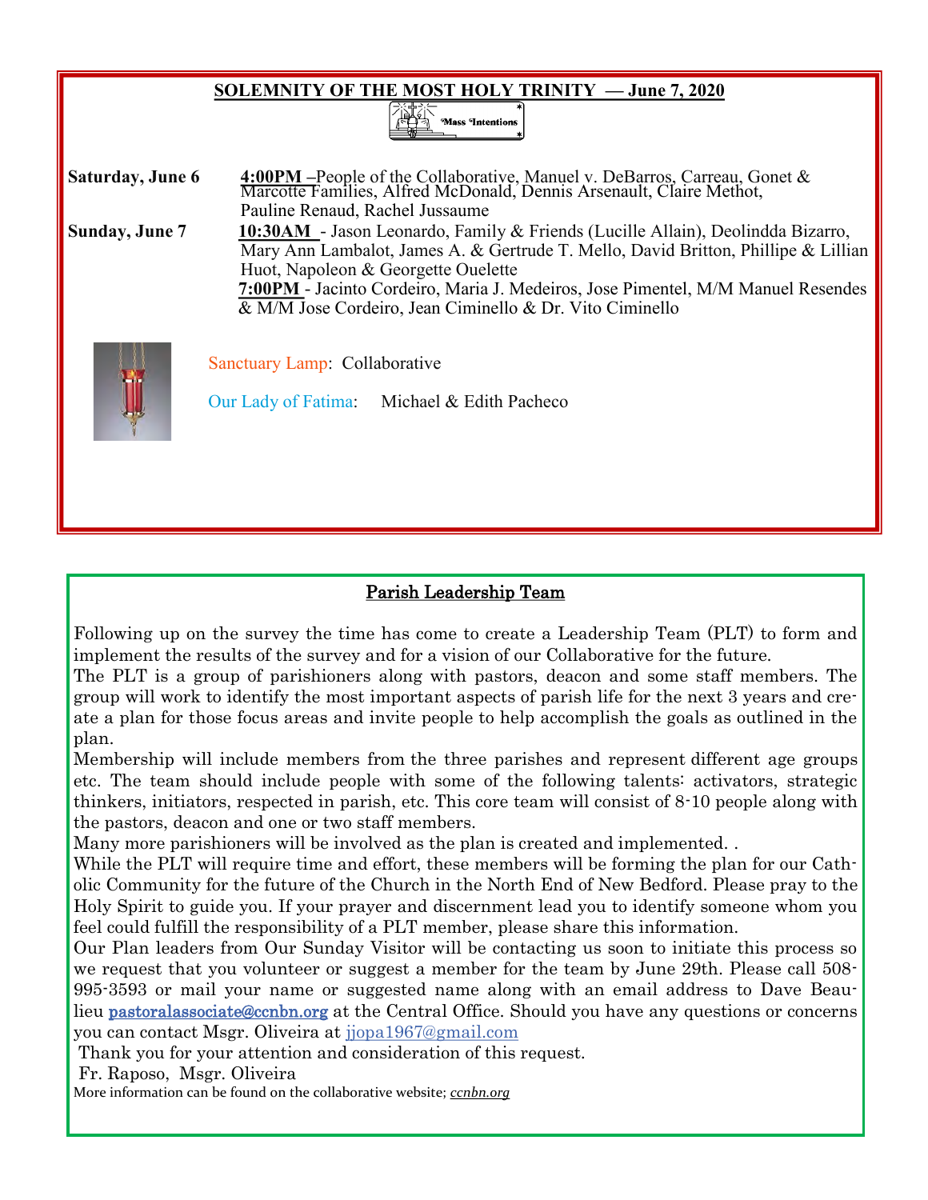## SOLEMNITY OF THE MOST HOLY TRINITY — June 7, 2020

Mass Intentions

**Saturday, June 6** — **4:00PM** –People of the Collaborative, Manuel v. DeBarros, Carreau, Gonet & Marcotte Families, Alfred McDonald, Dennis Arsenault, Claire Methot, Pauline Renaud, Rachel Jussaume

**Sunday, June 7** — **10:30AM** - Jason Leonardo, Family & Friends (Lucille Allain), Deolindda Bizarro, Mary Ann Lambalot, James A. & Gertrude T. Mello, David Britton, Phillipe & Lillian Huot, Napoleon & Georgette Ouelette

**7:00PM** - Jacinto Cordeiro, Maria J. Medeiros, Jose Pimentel, M/M Manuel Resendes & M/M Jose Cordeiro, Jean Ciminello & Dr. Vito Ciminello

Sanctuary Lamp: Collaborative

Our Lady of Fatima: Michael & Edith Pacheco

## Parish Leadership Team

Following up on the survey the time has come to create a Leadership Team (PLT) to form and implement the results of the survey and for a vision of our Collaborative for the future.

The PLT is a group of parishioners along with pastors, deacon and some staff members. The group will work to identify the most important aspects of parish life for the next 3 years and create a plan for those focus areas and invite people to help accomplish the goals as outlined in the plan.

Membership will include members from the three parishes and represent different age groups etc. The team should include people with some of the following talents: activators, strategic thinkers, initiators, respected in parish, etc. This core team will consist of 8-10 people along with the pastors, deacon and one or two staff members.

Many more parishioners will be involved as the plan is created and implemented. .

While the PLT will require time and effort, these members will be forming the plan for our Catholic Community for the future of the Church in the North End of New Bedford. Please pray to the Holy Spirit to guide you. If your prayer and discernment lead you to identify someone whom you feel could fulfill the responsibility of a PLT member, please share this information.

Our Plan leaders from Our Sunday Visitor will be contacting us soon to initiate this process so we request that you volunteer or suggest a member for the team by June 29th. Please call 508-995-3593 or mail your name or suggested name along with an email address to Dave Beaulieu pastoralassociate@ccnbn.org at the Central Office. Should you have any questions or concerns you can contact Msgr. Oliveira at jjopa1967@gmail.com

Thank you for your attention and consideration of this request.

Fr. Raposo, Msgr. Oliveira

More information can be found on the collaborative website; *ccnbn.org*